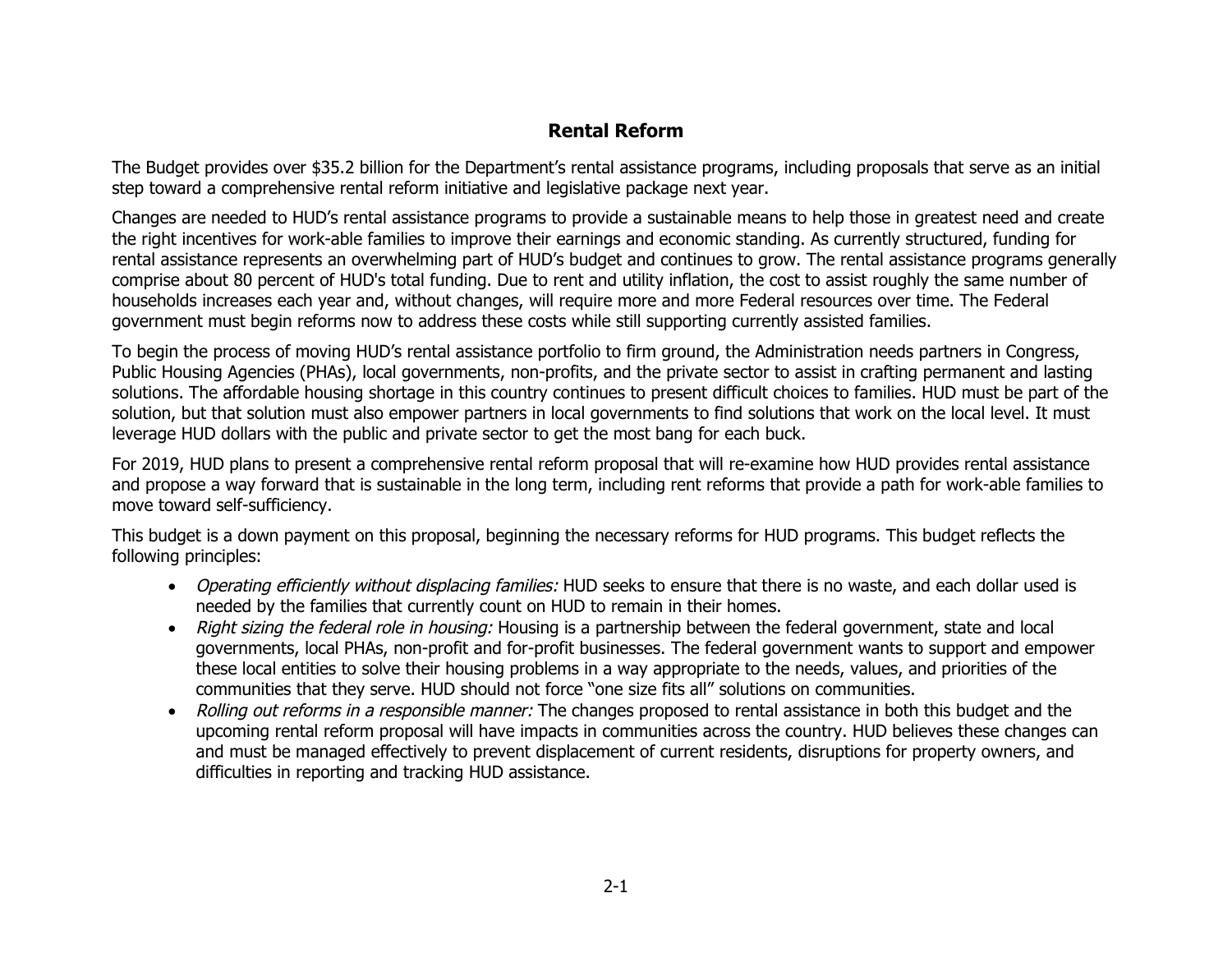# Rental Reform

The Budget provides over $35.2 billion for the Department's rental assistance programs, including proposals that serve as an initial step toward a comprehensive rental reform initiative and legislative package next year.

Changes are needed to HUD's rental assistance programs to provide a sustainable means to help those in greatest need and create the right incentives for work-able families to improve their earnings and economic standing. As currently structured, funding for rental assistance represents an overwhelming part of HUD's budget and continues to grow. The rental assistance programs generally comprise about 80 percent of HUD's total funding. Due to rent and utility inflation, the cost to assist roughly the same number of households increases each year and, without changes, will require more and more Federal resources over time. The Federal government must begin reforms now to address these costs while still supporting currently assisted families.

To begin the process of moving HUD's rental assistance portfolio to firm ground, the Administration needs partners in Congress, Public Housing Agencies (PHAs), local governments, non-profits, and the private sector to assist in crafting permanent and lasting solutions. The affordable housing shortage in this country continues to present difficult choices to families. HUD must be part of the solution, but that solution must also empower partners in local governments to find solutions that work on the local level. It must leverage HUD dollars with the public and private sector to get the most bang for each buck.

For 2019, HUD plans to present a comprehensive rental reform proposal that will re-examine how HUD provides rental assistance and propose a way forward that is sustainable in the long term, including rent reforms that provide a path for work-able families to move toward self-sufficiency.

This budget is a down payment on this proposal, beginning the necessary reforms for HUD programs. This budget reflects the following principles:

- *Operating efficiently without displacing families:* HUD seeks to ensure that there is no waste, and each dollar used is needed by the families that currently count on HUD to remain in their homes.
- *Right sizing the federal role in housing:* Housing is a partnership between the federal government, state and local governments, local PHAs, non-profit and for-profit businesses. The federal government wants to support and empower these local entities to solve their housing problems in a way appropriate to the needs, values, and priorities of the communities that they serve. HUD should not force "one size fits all" solutions on communities.
- *Rolling out reforms in a responsible manner:* The changes proposed to rental assistance in both this budget and the upcoming rental reform proposal will have impacts in communities across the country. HUD believes these changes can and must be managed effectively to prevent displacement of current residents, disruptions for property owners, and difficulties in reporting and tracking HUD assistance.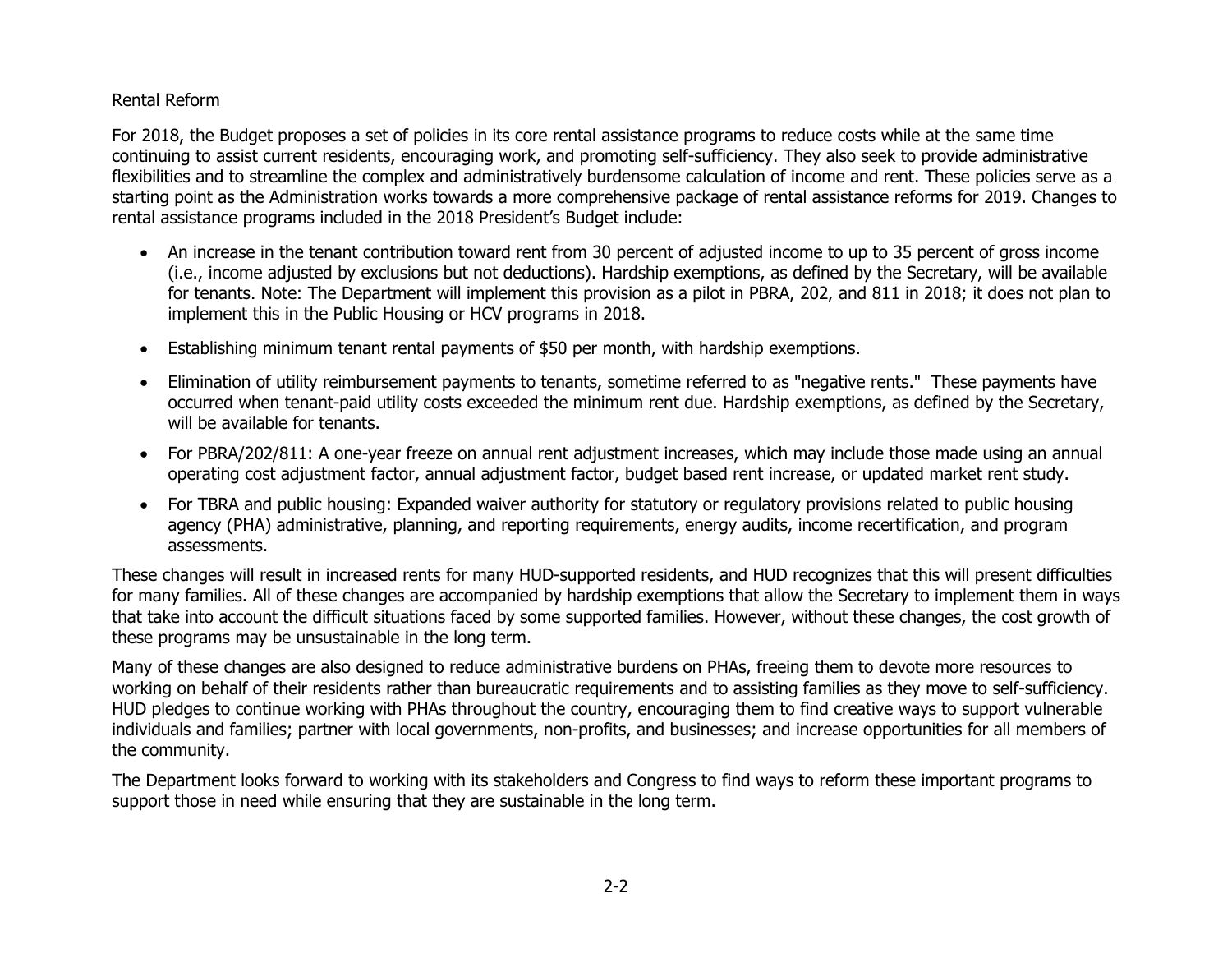## Rental Reform

For 2018, the Budget proposes a set of policies in its core rental assistance programs to reduce costs while at the same time continuing to assist current residents, encouraging work, and promoting self-sufficiency. They also seek to provide administrative flexibilities and to streamline the complex and administratively burdensome calculation of income and rent. These policies serve as a starting point as the Administration works towards a more comprehensive package of rental assistance reforms for 2019. Changes to rental assistance programs included in the 2018 President's Budget include:

- An increase in the tenant contribution toward rent from 30 percent of adjusted income to up to 35 percent of gross income (i.e., income adjusted by exclusions but not deductions). Hardship exemptions, as defined by the Secretary, will be available for tenants. Note: The Department will implement this provision as a pilot in PBRA, 202, and 811 in 2018; it does not plan to implement this in the Public Housing or HCV programs in 2018.
- Establishing minimum tenant rental payments of $50 per month, with hardship exemptions.
- Elimination of utility reimbursement payments to tenants, sometime referred to as "negative rents." These payments have occurred when tenant-paid utility costs exceeded the minimum rent due. Hardship exemptions, as defined by the Secretary, will be available for tenants.
- For PBRA/202/811: A one-year freeze on annual rent adjustment increases, which may include those made using an annual operating cost adjustment factor, annual adjustment factor, budget based rent increase, or updated market rent study.
- For TBRA and public housing: Expanded waiver authority for statutory or regulatory provisions related to public housing agency (PHA) administrative, planning, and reporting requirements, energy audits, income recertification, and program assessments.

These changes will result in increased rents for many HUD-supported residents, and HUD recognizes that this will present difficulties for many families. All of these changes are accompanied by hardship exemptions that allow the Secretary to implement them in ways that take into account the difficult situations faced by some supported families. However, without these changes, the cost growth of these programs may be unsustainable in the long term.

Many of these changes are also designed to reduce administrative burdens on PHAs, freeing them to devote more resources to working on behalf of their residents rather than bureaucratic requirements and to assisting families as they move to self-sufficiency. HUD pledges to continue working with PHAs throughout the country, encouraging them to find creative ways to support vulnerable individuals and families; partner with local governments, non-profits, and businesses; and increase opportunities for all members of the community.

The Department looks forward to working with its stakeholders and Congress to find ways to reform these important programs to support those in need while ensuring that they are sustainable in the long term.